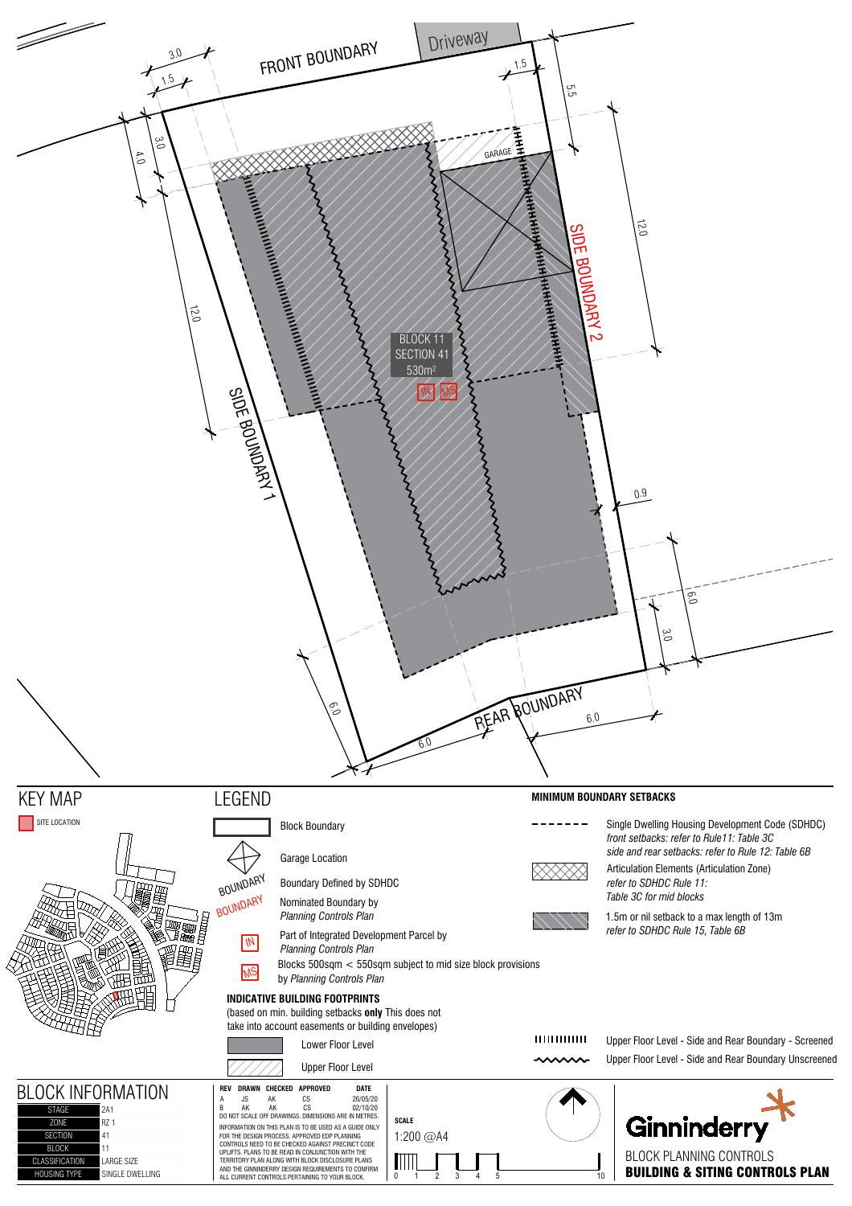FRONT BOUNDARY

Driveway

SIDE BOUNDARY 1

SIDE BOUNDARY 2

REAR BOUNDARY

GARAGE

BLOCK 11
SECTION 41
530m²

IN MS

3.0 1.5 1.5 5.5 4.0 3.0 12.0 12.0 0.9 6.0 3.0 6.0 6.0 6.0

## KEY MAP

SITE LOCATION

## LEGEND

Block Boundary

Garage Location

BOUNDARY — Boundary Defined by SDHDC

BOUNDARY — Nominated Boundary by *Planning Controls Plan*

IN — Part of Integrated Development Parcel by *Planning Controls Plan*

MS — Blocks 500sqm < 550sqm subject to mid size block provisions by *Planning Controls Plan*

**INDICATIVE BUILDING FOOTPRINTS**
(based on min. building setbacks **only** This does not take into account easements or building envelopes)

Lower Floor Level

Upper Floor Level

**MINIMUM BOUNDARY SETBACKS**

Single Dwelling Housing Development Code (SDHDC)
*front setbacks: refer to Rule11: Table 3C*
*side and rear setbacks: refer to Rule 12: Table 6B*

Articulation Elements (Articulation Zone)
*refer to SDHDC Rule 11: Table 3C for mid blocks*

1.5m or nil setback to a max length of 13m
*refer to SDHDC Rule 15, Table 6B*

Upper Floor Level - Side and Rear Boundary - Screened

Upper Floor Level - Side and Rear Boundary Unscreened

## BLOCK INFORMATION

| | |
|---|---|
| STAGE | 2A1 |
| ZONE | RZ 1 |
| SECTION | 41 |
| BLOCK | 11 |
| CLASSIFICATION | LARGE SIZE |
| HOUSING TYPE | SINGLE DWELLING |

| REV | DRAWN | CHECKED | APPROVED | DATE |
|---|---|---|---|---|
| A | JS | AK | CS | 26/05/20 |
| B | AK | AK | CS | 02/10/20 |

DO NOT SCALE OFF DRAWINGS. DIMENSIONS ARE IN METRES.

INFORMATION ON THIS PLAN IS TO BE USED AS A GUIDE ONLY FOR THE DESIGN PROCESS. APPROVED EDP PLANNING CONTROLS NEED TO BE CHECKED AGAINST PRECINCT CODE UPLIFTS. PLANS TO BE READ IN CONJUNCTION WITH THE TERRITORY PLAN ALONG WITH BLOCK DISCLOSURE PLANS AND THE GINNINDERRY DESIGN REQUIREMENTS TO CONFIRM ALL CURRENT CONTROLS PERTAINING TO YOUR BLOCK.

**SCALE**
1:200 @A4

0 1 2 3 4 5 10

Ginninderry

BLOCK PLANNING CONTROLS
**BUILDING & SITING CONTROLS PLAN**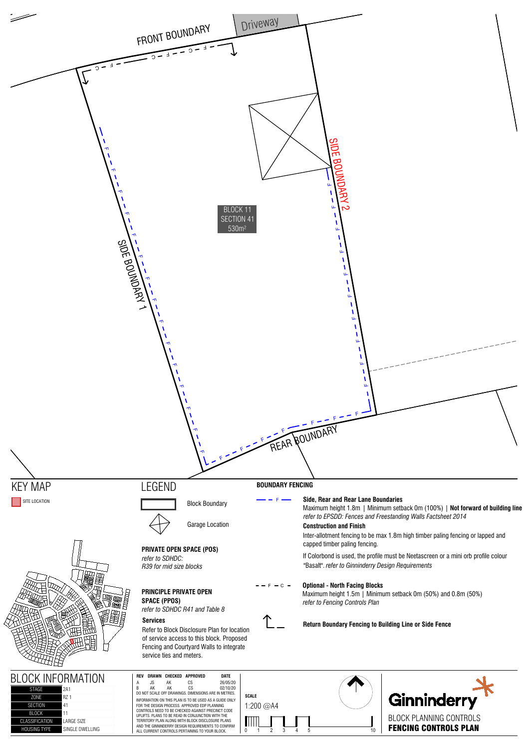FRONT BOUNDARY

Driveway

SIDE BOUNDARY 1

SIDE BOUNDARY 2

BLOCK 11
SECTION 41
530m²

REAR BOUNDARY

## KEY MAP

SITE LOCATION

## LEGEND

Block Boundary

Garage Location

**PRIVATE OPEN SPACE (POS)**
*refer to SDHDC:*
*R39 for mid size blocks*

**PRINCIPLE PRIVATE OPEN SPACE (PPOS)**
*refer to SDHDC R41 and Table 8*

**Services**
Refer to Block Disclosure Plan for location of service access to this block. Proposed Fencing and Courtyard Walls to integrate service ties and meters.

## BOUNDARY FENCING

**Side, Rear and Rear Lane Boundaries**
Maximum height 1.8m | Minimum setback 0m (100%) | **Not forward of building line**
*refer to EPSDD: Fences and Freestanding Walls Factsheet 2014*

**Construction and Finish**
Inter-allotment fencing to be max 1.8m high timber paling fencing or lapped and capped timber paling fencing.

If Colorbond is used, the profile must be Neetascreen or a mini orb profile colour "Basalt". *refer to Ginninderry Design Requirements*

**Optional - North Facing Blocks**
Maximum height 1.5m | Minimum setback 0m (50%) and 0.8m (50%)
*refer to Fencing Controls Plan*

**Return Boundary Fencing to Building Line or Side Fence**

## BLOCK INFORMATION

| | |
|---|---|
| STAGE | 2A1 |
| ZONE | RZ 1 |
| SECTION | 41 |
| BLOCK | 11 |
| CLASSIFICATION | LARGE SIZE |
| HOUSING TYPE | SINGLE DWELLING |

| REV | DRAWN | CHECKED | APPROVED | DATE |
|---|---|---|---|---|
| A | JS | AK | CS | 26/05/20 |
| B | AK | AK | CS | 02/10/20 |

DO NOT SCALE OFF DRAWINGS. DIMENSIONS ARE IN METRES.

INFORMATION ON THIS PLAN IS TO BE USED AS A GUIDE ONLY FOR THE DESIGN PROCESS. APPROVED EDP PLANNING CONTROLS NEED TO BE CHECKED AGAINST PRECINCT CODE UPLIFTS. PLANS TO BE READ IN CONJUNCTION WITH THE TERRITORY PLAN ALONG WITH BLOCK DISCLOSURE PLANS AND THE GINNINDERRY DESIGN REQUIREMENTS TO CONFIRM ALL CURRENT CONTROLS PERTAINING TO YOUR BLOCK.

**SCALE**
1:200 @A4

0 1 2 3 4 5 10

Ginninderry

BLOCK PLANNING CONTROLS
**FENCING CONTROLS PLAN**